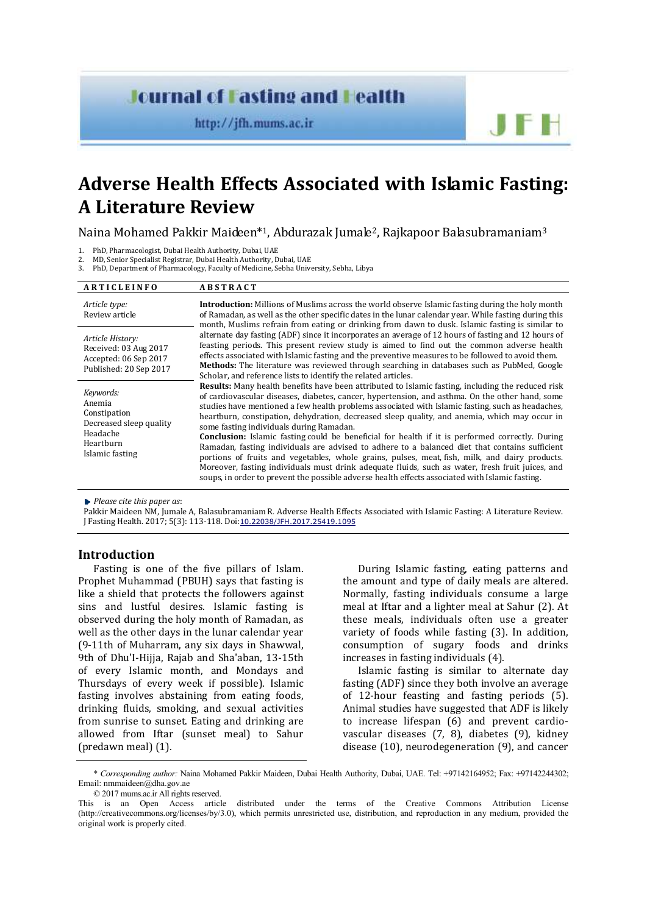# Journal of Fasting and Health

http://jfh.mums.ac.ir

# Adverse Health Effects Associated with Islamic Fasting: A Literature Review

Naina Mohamed Pakkir Maideen*[1], Abdurazak Jumale[2], Rajkapoor Balasubramaniam[3]

1. PhD, Pharmacologist, Dubai Health Authority, Dubai, UAE
2. MD, Senior Specialist Registrar, Dubai Health Authority, Dubai, UAE
3. PhD, Department of Pharmacology, Faculty of Medicine, Sebha University, Sebha, Libya

**ARTICLE INFO**

*Article type:*
Review article

*Article History:*
Received: 03 Aug 2017
Accepted: 06 Sep 2017
Published: 20 Sep 2017

*Keywords:*
Anemia
Constipation
Decreased sleep quality
Headache
Heartburn
Islamic fasting

**ABSTRACT**

**Introduction:** Millions of Muslims across the world observe Islamic fasting during the holy month of Ramadan, as well as the other specific dates in the lunar calendar year. While fasting during this month, Muslims refrain from eating or drinking from dawn to dusk. Islamic fasting is similar to alternate day fasting (ADF) since it incorporates an average of 12 hours of fasting and 12 hours of feasting periods. This present review study is aimed to find out the common adverse health effects associated with Islamic fasting and the preventive measures to be followed to avoid them.

**Methods:** The literature was reviewed through searching in databases such as PubMed, Google Scholar, and reference lists to identify the related articles.

**Results:** Many health benefits have been attributed to Islamic fasting, including the reduced risk of cardiovascular diseases, diabetes, cancer, hypertension, and asthma. On the other hand, some studies have mentioned a few health problems associated with Islamic fasting, such as headaches, heartburn, constipation, dehydration, decreased sleep quality, and anemia, which may occur in some fasting individuals during Ramadan.

**Conclusion:** Islamic fasting could be beneficial for health if it is performed correctly. During Ramadan, fasting individuals are advised to adhere to a balanced diet that contains sufficient portions of fruits and vegetables, whole grains, pulses, meat, fish, milk, and dairy products. Moreover, fasting individuals must drink adequate fluids, such as water, fresh fruit juices, and soups, in order to prevent the possible adverse health effects associated with Islamic fasting.

*Please cite this paper as*:
Pakkir Maideen NM, Jumale A, Balasubramaniam R. Adverse Health Effects Associated with Islamic Fasting: A Literature Review. J Fasting Health. 2017; 5(3): 113-118. Doi: 10.22038/JFH.2017.25419.1095

## Introduction

Fasting is one of the five pillars of Islam. Prophet Muhammad (PBUH) says that fasting is like a shield that protects the followers against sins and lustful desires. Islamic fasting is observed during the holy month of Ramadan, as well as the other days in the lunar calendar year (9-11th of Muharram, any six days in Shawwal, 9th of Dhu'l-Hijja, Rajab and Sha'aban, 13-15th of every Islamic month, and Mondays and Thursdays of every week if possible). Islamic fasting involves abstaining from eating foods, drinking fluids, smoking, and sexual activities from sunrise to sunset. Eating and drinking are allowed from Iftar (sunset meal) to Sahur (predawn meal) (1).

During Islamic fasting, eating patterns and the amount and type of daily meals are altered. Normally, fasting individuals consume a large meal at Iftar and a lighter meal at Sahur (2). At these meals, individuals often use a greater variety of foods while fasting (3). In addition, consumption of sugary foods and drinks increases in fasting individuals (4).

Islamic fasting is similar to alternate day fasting (ADF) since they both involve an average of 12-hour feasting and fasting periods (5). Animal studies have suggested that ADF is likely to increase lifespan (6) and prevent cardiovascular diseases (7, 8), diabetes (9), kidney disease (10), neurodegeneration (9), and cancer

\* *Corresponding author:* Naina Mohamed Pakkir Maideen, Dubai Health Authority, Dubai, UAE. Tel: +97142164952; Fax: +97142244302; Email: nmmaideen@dha.gov.ae

© 2017 mums.ac.ir All rights reserved.

This is an Open Access article distributed under the terms of the Creative Commons Attribution License (http://creativecommons.org/licenses/by/3.0), which permits unrestricted use, distribution, and reproduction in any medium, provided the original work is properly cited.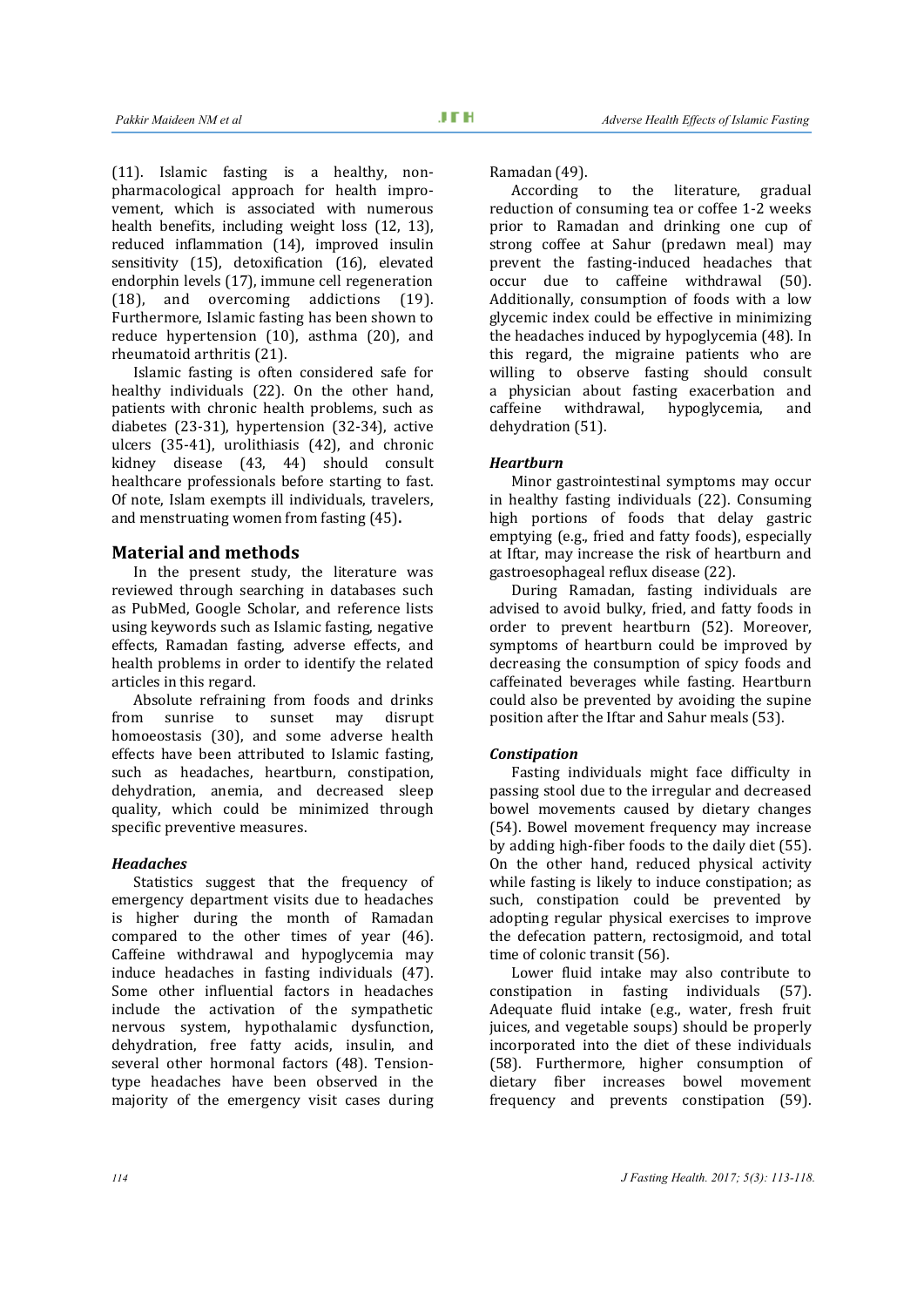(11). Islamic fasting is a healthy, non-pharmacological approach for health improvement, which is associated with numerous health benefits, including weight loss (12, 13), reduced inflammation (14), improved insulin sensitivity (15), detoxification (16), elevated endorphin levels (17), immune cell regeneration (18), and overcoming addictions (19). Furthermore, Islamic fasting has been shown to reduce hypertension (10), asthma (20), and rheumatoid arthritis (21).

Islamic fasting is often considered safe for healthy individuals (22). On the other hand, patients with chronic health problems, such as diabetes (23-31), hypertension (32-34), active ulcers (35-41), urolithiasis (42), and chronic kidney disease (43, 44) should consult healthcare professionals before starting to fast. Of note, Islam exempts ill individuals, travelers, and menstruating women from fasting (45)**.**

## Material and methods

In the present study, the literature was reviewed through searching in databases such as PubMed, Google Scholar, and reference lists using keywords such as Islamic fasting, negative effects, Ramadan fasting, adverse effects, and health problems in order to identify the related articles in this regard.

Absolute refraining from foods and drinks from sunrise to sunset may disrupt homoeostasis (30), and some adverse health effects have been attributed to Islamic fasting, such as headaches, heartburn, constipation, dehydration, anemia, and decreased sleep quality, which could be minimized through specific preventive measures.

### *Headaches*

Statistics suggest that the frequency of emergency department visits due to headaches is higher during the month of Ramadan compared to the other times of year (46). Caffeine withdrawal and hypoglycemia may induce headaches in fasting individuals (47). Some other influential factors in headaches include the activation of the sympathetic nervous system, hypothalamic dysfunction, dehydration, free fatty acids, insulin, and several other hormonal factors (48). Tension-type headaches have been observed in the majority of the emergency visit cases during Ramadan (49).

According to the literature, gradual reduction of consuming tea or coffee 1-2 weeks prior to Ramadan and drinking one cup of strong coffee at Sahur (predawn meal) may prevent the fasting-induced headaches that occur due to caffeine withdrawal (50). Additionally, consumption of foods with a low glycemic index could be effective in minimizing the headaches induced by hypoglycemia (48). In this regard, the migraine patients who are willing to observe fasting should consult a physician about fasting exacerbation and caffeine withdrawal, hypoglycemia, and dehydration (51).

### *Heartburn*

Minor gastrointestinal symptoms may occur in healthy fasting individuals (22). Consuming high portions of foods that delay gastric emptying (e.g., fried and fatty foods), especially at Iftar, may increase the risk of heartburn and gastroesophageal reflux disease (22).

During Ramadan, fasting individuals are advised to avoid bulky, fried, and fatty foods in order to prevent heartburn (52). Moreover, symptoms of heartburn could be improved by decreasing the consumption of spicy foods and caffeinated beverages while fasting. Heartburn could also be prevented by avoiding the supine position after the Iftar and Sahur meals (53).

### *Constipation*

Fasting individuals might face difficulty in passing stool due to the irregular and decreased bowel movements caused by dietary changes (54). Bowel movement frequency may increase by adding high-fiber foods to the daily diet (55). On the other hand, reduced physical activity while fasting is likely to induce constipation; as such, constipation could be prevented by adopting regular physical exercises to improve the defecation pattern, rectosigmoid, and total time of colonic transit (56).

Lower fluid intake may also contribute to constipation in fasting individuals (57). Adequate fluid intake (e.g., water, fresh fruit juices, and vegetable soups) should be properly incorporated into the diet of these individuals (58). Furthermore, higher consumption of dietary fiber increases bowel movement frequency and prevents constipation (59).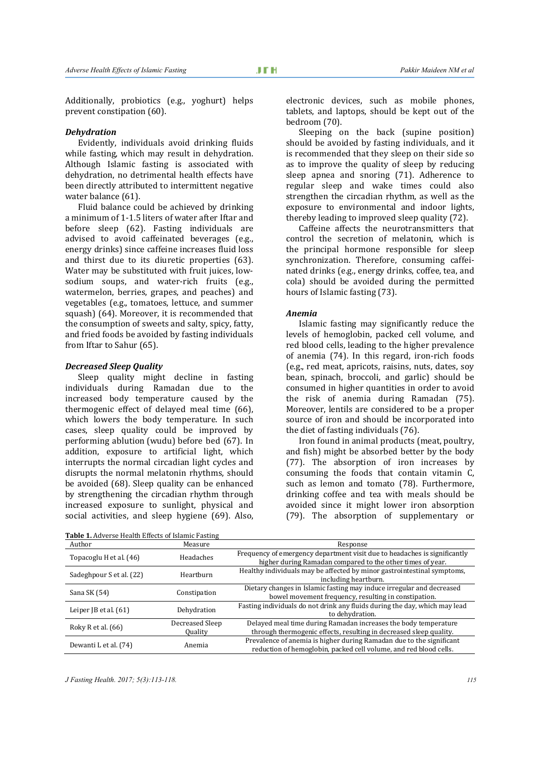Additionally, probiotics (e.g., yoghurt) helps prevent constipation (60).

### *Dehydration*

Evidently, individuals avoid drinking fluids while fasting, which may result in dehydration. Although Islamic fasting is associated with dehydration, no detrimental health effects have been directly attributed to intermittent negative water balance (61).

Fluid balance could be achieved by drinking a minimum of 1-1.5 liters of water after Iftar and before sleep (62). Fasting individuals are advised to avoid caffeinated beverages (e.g., energy drinks) since caffeine increases fluid loss and thirst due to its diuretic properties (63). Water may be substituted with fruit juices, low-sodium soups, and water-rich fruits (e.g., watermelon, berries, grapes, and peaches) and vegetables (e.g., tomatoes, lettuce, and summer squash) (64). Moreover, it is recommended that the consumption of sweets and salty, spicy, fatty, and fried foods be avoided by fasting individuals from Iftar to Sahur (65).

### *Decreased Sleep Quality*

Sleep quality might decline in fasting individuals during Ramadan due to the increased body temperature caused by the thermogenic effect of delayed meal time (66), which lowers the body temperature. In such cases, sleep quality could be improved by performing ablution (wudu) before bed (67). In addition, exposure to artificial light, which interrupts the normal circadian light cycles and disrupts the normal melatonin rhythms, should be avoided (68). Sleep quality can be enhanced by strengthening the circadian rhythm through increased exposure to sunlight, physical and social activities, and sleep hygiene (69). Also, electronic devices, such as mobile phones, tablets, and laptops, should be kept out of the bedroom (70).

Sleeping on the back (supine position) should be avoided by fasting individuals, and it is recommended that they sleep on their side so as to improve the quality of sleep by reducing sleep apnea and snoring (71). Adherence to regular sleep and wake times could also strengthen the circadian rhythm, as well as the exposure to environmental and indoor lights, thereby leading to improved sleep quality (72).

Caffeine affects the neurotransmitters that control the secretion of melatonin, which is the principal hormone responsible for sleep synchronization. Therefore, consuming caffeinated drinks (e.g., energy drinks, coffee, tea, and cola) should be avoided during the permitted hours of Islamic fasting (73).

### *Anemia*

Islamic fasting may significantly reduce the levels of hemoglobin, packed cell volume, and red blood cells, leading to the higher prevalence of anemia (74). In this regard, iron-rich foods (e.g., red meat, apricots, raisins, nuts, dates, soy bean, spinach, broccoli, and garlic) should be consumed in higher quantities in order to avoid the risk of anemia during Ramadan (75). Moreover, lentils are considered to be a proper source of iron and should be incorporated into the diet of fasting individuals (76).

Iron found in animal products (meat, poultry, and fish) might be absorbed better by the body (77). The absorption of iron increases by consuming the foods that contain vitamin C, such as lemon and tomato (78). Furthermore, drinking coffee and tea with meals should be avoided since it might lower iron absorption (79). The absorption of supplementary or

**Table 1.** Adverse Health Effects of Islamic Fasting

| Author | Measure | Response |
|---|---|---|
| Topacoglu H et al. (46) | Headaches | Frequency of emergency department visit due to headaches is significantly higher during Ramadan compared to the other times of year. |
| Sadeghpour S et al. (22) | Heartburn | Healthy individuals may be affected by minor gastrointestinal symptoms, including heartburn. |
| Sana SK (54) | Constipation | Dietary changes in Islamic fasting may induce irregular and decreased bowel movement frequency, resulting in constipation. |
| Leiper JB et al. (61) | Dehydration | Fasting individuals do not drink any fluids during the day, which may lead to dehydration. |
| Roky R et al. (66) | Decreased Sleep Quality | Delayed meal time during Ramadan increases the body temperature through thermogenic effects, resulting in decreased sleep quality. |
| Dewanti L et al. (74) | Anemia | Prevalence of anemia is higher during Ramadan due to the significant reduction of hemoglobin, packed cell volume, and red blood cells. |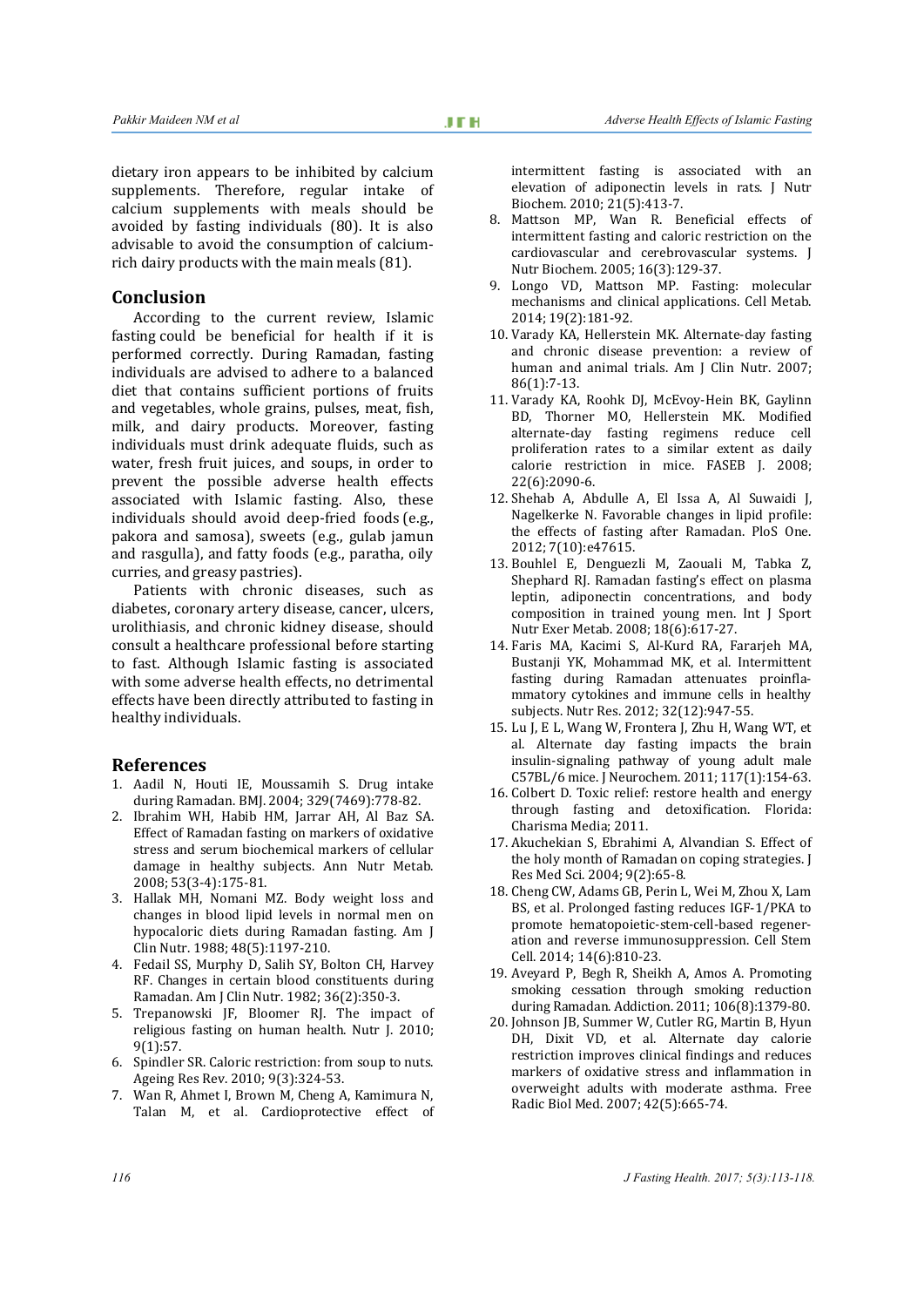dietary iron appears to be inhibited by calcium supplements. Therefore, regular intake of calcium supplements with meals should be avoided by fasting individuals (80). It is also advisable to avoid the consumption of calcium-rich dairy products with the main meals (81).

## Conclusion

According to the current review, Islamic fasting could be beneficial for health if it is performed correctly. During Ramadan, fasting individuals are advised to adhere to a balanced diet that contains sufficient portions of fruits and vegetables, whole grains, pulses, meat, fish, milk, and dairy products. Moreover, fasting individuals must drink adequate fluids, such as water, fresh fruit juices, and soups, in order to prevent the possible adverse health effects associated with Islamic fasting. Also, these individuals should avoid deep-fried foods (e.g., pakora and samosa), sweets (e.g., gulab jamun and rasgulla), and fatty foods (e.g., paratha, oily curries, and greasy pastries).

Patients with chronic diseases, such as diabetes, coronary artery disease, cancer, ulcers, urolithiasis, and chronic kidney disease, should consult a healthcare professional before starting to fast. Although Islamic fasting is associated with some adverse health effects, no detrimental effects have been directly attributed to fasting in healthy individuals.

## References

1. Aadil N, Houti IE, Moussamih S. Drug intake during Ramadan. BMJ. 2004; 329(7469):778-82.
2. Ibrahim WH, Habib HM, Jarrar AH, Al Baz SA. Effect of Ramadan fasting on markers of oxidative stress and serum biochemical markers of cellular damage in healthy subjects. Ann Nutr Metab. 2008; 53(3-4):175-81.
3. Hallak MH, Nomani MZ. Body weight loss and changes in blood lipid levels in normal men on hypocaloric diets during Ramadan fasting. Am J Clin Nutr. 1988; 48(5):1197-210.
4. Fedail SS, Murphy D, Salih SY, Bolton CH, Harvey RF. Changes in certain blood constituents during Ramadan. Am J Clin Nutr. 1982; 36(2):350-3.
5. Trepanowski JF, Bloomer RJ. The impact of religious fasting on human health. Nutr J. 2010; 9(1):57.
6. Spindler SR. Caloric restriction: from soup to nuts. Ageing Res Rev. 2010; 9(3):324-53.
7. Wan R, Ahmet I, Brown M, Cheng A, Kamimura N, Talan M, et al. Cardioprotective effect of intermittent fasting is associated with an elevation of adiponectin levels in rats. J Nutr Biochem. 2010; 21(5):413-7.
8. Mattson MP, Wan R. Beneficial effects of intermittent fasting and caloric restriction on the cardiovascular and cerebrovascular systems. J Nutr Biochem. 2005; 16(3):129-37.
9. Longo VD, Mattson MP. Fasting: molecular mechanisms and clinical applications. Cell Metab. 2014; 19(2):181-92.
10. Varady KA, Hellerstein MK. Alternate-day fasting and chronic disease prevention: a review of human and animal trials. Am J Clin Nutr. 2007; 86(1):7-13.
11. Varady KA, Roohk DJ, McEvoy-Hein BK, Gaylinn BD, Thorner MO, Hellerstein MK. Modified alternate-day fasting regimens reduce cell proliferation rates to a similar extent as daily calorie restriction in mice. FASEB J. 2008; 22(6):2090-6.
12. Shehab A, Abdulle A, El Issa A, Al Suwaidi J, Nagelkerke N. Favorable changes in lipid profile: the effects of fasting after Ramadan. PloS One. 2012; 7(10):e47615.
13. Bouhlel E, Denguezli M, Zaouali M, Tabka Z, Shephard RJ. Ramadan fasting's effect on plasma leptin, adiponectin concentrations, and body composition in trained young men. Int J Sport Nutr Exer Metab. 2008; 18(6):617-27.
14. Faris MA, Kacimi S, Al-Kurd RA, Fararjeh MA, Bustanji YK, Mohammad MK, et al. Intermittent fasting during Ramadan attenuates proinflammatory cytokines and immune cells in healthy subjects. Nutr Res. 2012; 32(12):947-55.
15. Lu J, E L, Wang W, Frontera J, Zhu H, Wang WT, et al. Alternate day fasting impacts the brain insulin-signaling pathway of young adult male C57BL/6 mice. J Neurochem. 2011; 117(1):154-63.
16. Colbert D. Toxic relief: restore health and energy through fasting and detoxification. Florida: Charisma Media; 2011.
17. Akuchekian S, Ebrahimi A, Alvandian S. Effect of the holy month of Ramadan on coping strategies. J Res Med Sci. 2004; 9(2):65-8.
18. Cheng CW, Adams GB, Perin L, Wei M, Zhou X, Lam BS, et al. Prolonged fasting reduces IGF-1/PKA to promote hematopoietic-stem-cell-based regeneration and reverse immunosuppression. Cell Stem Cell. 2014; 14(6):810-23.
19. Aveyard P, Begh R, Sheikh A, Amos A. Promoting smoking cessation through smoking reduction during Ramadan. Addiction. 2011; 106(8):1379-80.
20. Johnson JB, Summer W, Cutler RG, Martin B, Hyun DH, Dixit VD, et al. Alternate day calorie restriction improves clinical findings and reduces markers of oxidative stress and inflammation in overweight adults with moderate asthma. Free Radic Biol Med. 2007; 42(5):665-74.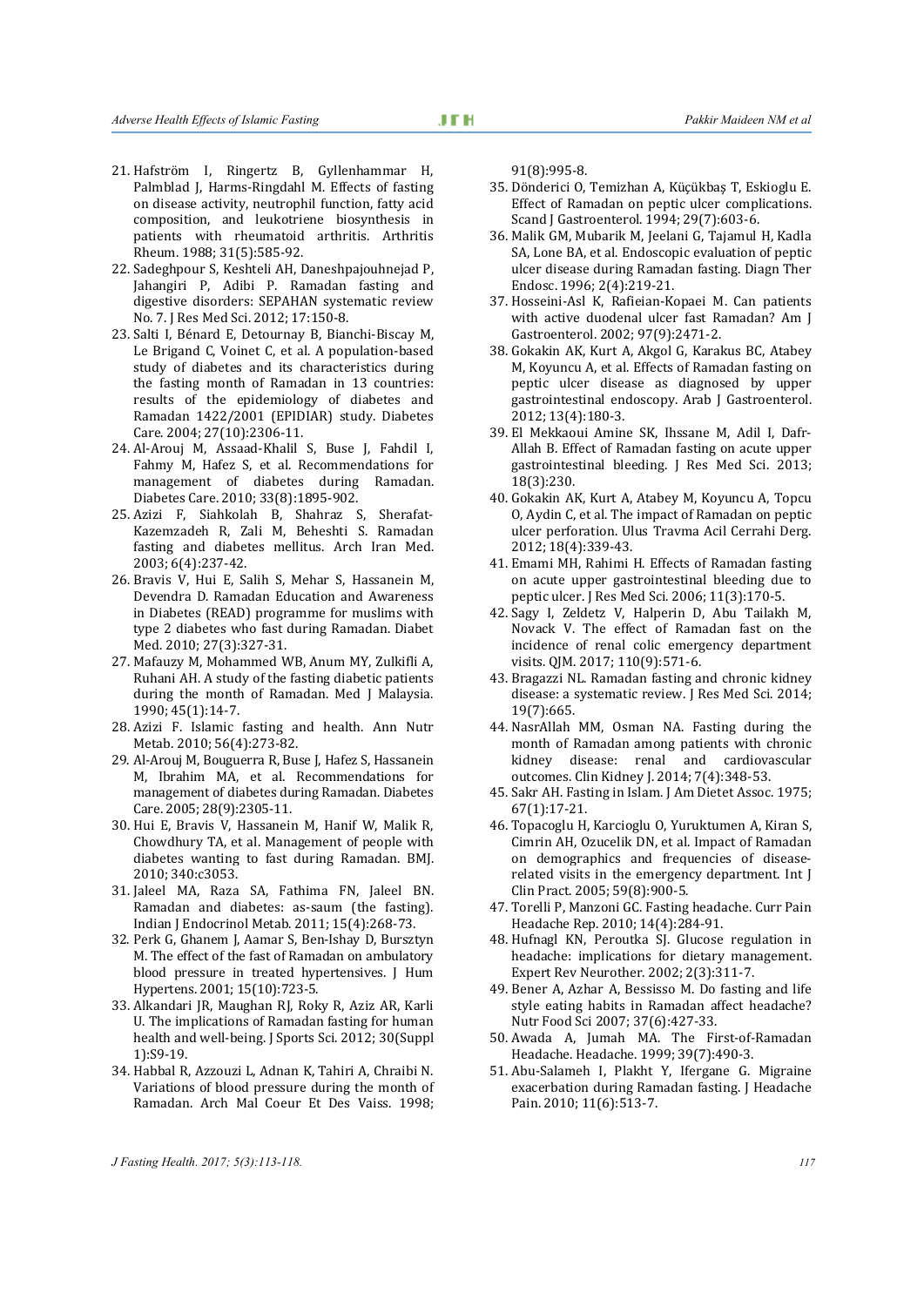21. Hafström I, Ringertz B, Gyllenhammar H, Palmblad J, Harms-Ringdahl M. Effects of fasting on disease activity, neutrophil function, fatty acid composition, and leukotriene biosynthesis in patients with rheumatoid arthritis. Arthritis Rheum. 1988; 31(5):585-92.
22. Sadeghpour S, Keshteli AH, Daneshpajouhnejad P, Jahangiri P, Adibi P. Ramadan fasting and digestive disorders: SEPAHAN systematic review No. 7. J Res Med Sci. 2012; 17:150-8.
23. Salti I, Bénard E, Detournay B, Bianchi-Biscay M, Le Brigand C, Voinet C, et al. A population-based study of diabetes and its characteristics during the fasting month of Ramadan in 13 countries: results of the epidemiology of diabetes and Ramadan 1422/2001 (EPIDIAR) study. Diabetes Care. 2004; 27(10):2306-11.
24. Al-Arouj M, Assaad-Khalil S, Buse J, Fahdil I, Fahmy M, Hafez S, et al. Recommendations for management of diabetes during Ramadan. Diabetes Care. 2010; 33(8):1895-902.
25. Azizi F, Siahkolah B, Shahraz S, Sherafat-Kazemzadeh R, Zali M, Beheshti S. Ramadan fasting and diabetes mellitus. Arch Iran Med. 2003; 6(4):237-42.
26. Bravis V, Hui E, Salih S, Mehar S, Hassanein M, Devendra D. Ramadan Education and Awareness in Diabetes (READ) programme for muslims with type 2 diabetes who fast during Ramadan. Diabet Med. 2010; 27(3):327-31.
27. Mafauzy M, Mohammed WB, Anum MY, Zulkifli A, Ruhani AH. A study of the fasting diabetic patients during the month of Ramadan. Med J Malaysia. 1990; 45(1):14-7.
28. Azizi F. Islamic fasting and health. Ann Nutr Metab. 2010; 56(4):273-82.
29. Al-Arouj M, Bouguerra R, Buse J, Hafez S, Hassanein M, Ibrahim MA, et al. Recommendations for management of diabetes during Ramadan. Diabetes Care. 2005; 28(9):2305-11.
30. Hui E, Bravis V, Hassanein M, Hanif W, Malik R, Chowdhury TA, et al. Management of people with diabetes wanting to fast during Ramadan. BMJ. 2010; 340:c3053.
31. Jaleel MA, Raza SA, Fathima FN, Jaleel BN. Ramadan and diabetes: as-saum (the fasting). Indian J Endocrinol Metab. 2011; 15(4):268-73.
32. Perk G, Ghanem J, Aamar S, Ben-Ishay D, Bursztyn M. The effect of the fast of Ramadan on ambulatory blood pressure in treated hypertensives. J Hum Hypertens. 2001; 15(10):723-5.
33. Alkandari JR, Maughan RJ, Roky R, Aziz AR, Karli U. The implications of Ramadan fasting for human health and well-being. J Sports Sci. 2012; 30(Suppl 1):S9-19.
34. Habbal R, Azzouzi L, Adnan K, Tahiri A, Chraibi N. Variations of blood pressure during the month of Ramadan. Arch Mal Coeur Et Des Vaiss. 1998; 91(8):995-8.
35. Dönderici O, Temizhan A, Küçükbaş T, Eskioglu E. Effect of Ramadan on peptic ulcer complications. Scand J Gastroenterol. 1994; 29(7):603-6.
36. Malik GM, Mubarik M, Jeelani G, Tajamul H, Kadla SA, Lone BA, et al. Endoscopic evaluation of peptic ulcer disease during Ramadan fasting. Diagn Ther Endosc. 1996; 2(4):219-21.
37. Hosseini-Asl K, Rafieian-Kopaei M. Can patients with active duodenal ulcer fast Ramadan? Am J Gastroenterol. 2002; 97(9):2471-2.
38. Gokakin AK, Kurt A, Akgol G, Karakus BC, Atabey M, Koyuncu A, et al. Effects of Ramadan fasting on peptic ulcer disease as diagnosed by upper gastrointestinal endoscopy. Arab J Gastroenterol. 2012; 13(4):180-3.
39. El Mekkaoui Amine SK, Ihssane M, Adil I, Dafr-Allah B. Effect of Ramadan fasting on acute upper gastrointestinal bleeding. J Res Med Sci. 2013; 18(3):230.
40. Gokakin AK, Kurt A, Atabey M, Koyuncu A, Topcu O, Aydin C, et al. The impact of Ramadan on peptic ulcer perforation. Ulus Travma Acil Cerrahi Derg. 2012; 18(4):339-43.
41. Emami MH, Rahimi H. Effects of Ramadan fasting on acute upper gastrointestinal bleeding due to peptic ulcer. J Res Med Sci. 2006; 11(3):170-5.
42. Sagy I, Zeldetz V, Halperin D, Abu Tailakh M, Novack V. The effect of Ramadan fast on the incidence of renal colic emergency department visits. QJM. 2017; 110(9):571-6.
43. Bragazzi NL. Ramadan fasting and chronic kidney disease: a systematic review. J Res Med Sci. 2014; 19(7):665.
44. NasrAllah MM, Osman NA. Fasting during the month of Ramadan among patients with chronic kidney disease: renal and cardiovascular outcomes. Clin Kidney J. 2014; 7(4):348-53.
45. Sakr AH. Fasting in Islam. J Am Dietet Assoc. 1975; 67(1):17-21.
46. Topacoglu H, Karcioglu O, Yuruktumen A, Kiran S, Cimrin AH, Ozucelik DN, et al. Impact of Ramadan on demographics and frequencies of disease-related visits in the emergency department. Int J Clin Pract. 2005; 59(8):900-5.
47. Torelli P, Manzoni GC. Fasting headache. Curr Pain Headache Rep. 2010; 14(4):284-91.
48. Hufnagl KN, Peroutka SJ. Glucose regulation in headache: implications for dietary management. Expert Rev Neurother. 2002; 2(3):311-7.
49. Bener A, Azhar A, Bessisso M. Do fasting and life style eating habits in Ramadan affect headache? Nutr Food Sci 2007; 37(6):427-33.
50. Awada A, Jumah MA. The First-of-Ramadan Headache. Headache. 1999; 39(7):490-3.
51. Abu-Salameh I, Plakht Y, Ifergane G. Migraine exacerbation during Ramadan fasting. J Headache Pain. 2010; 11(6):513-7.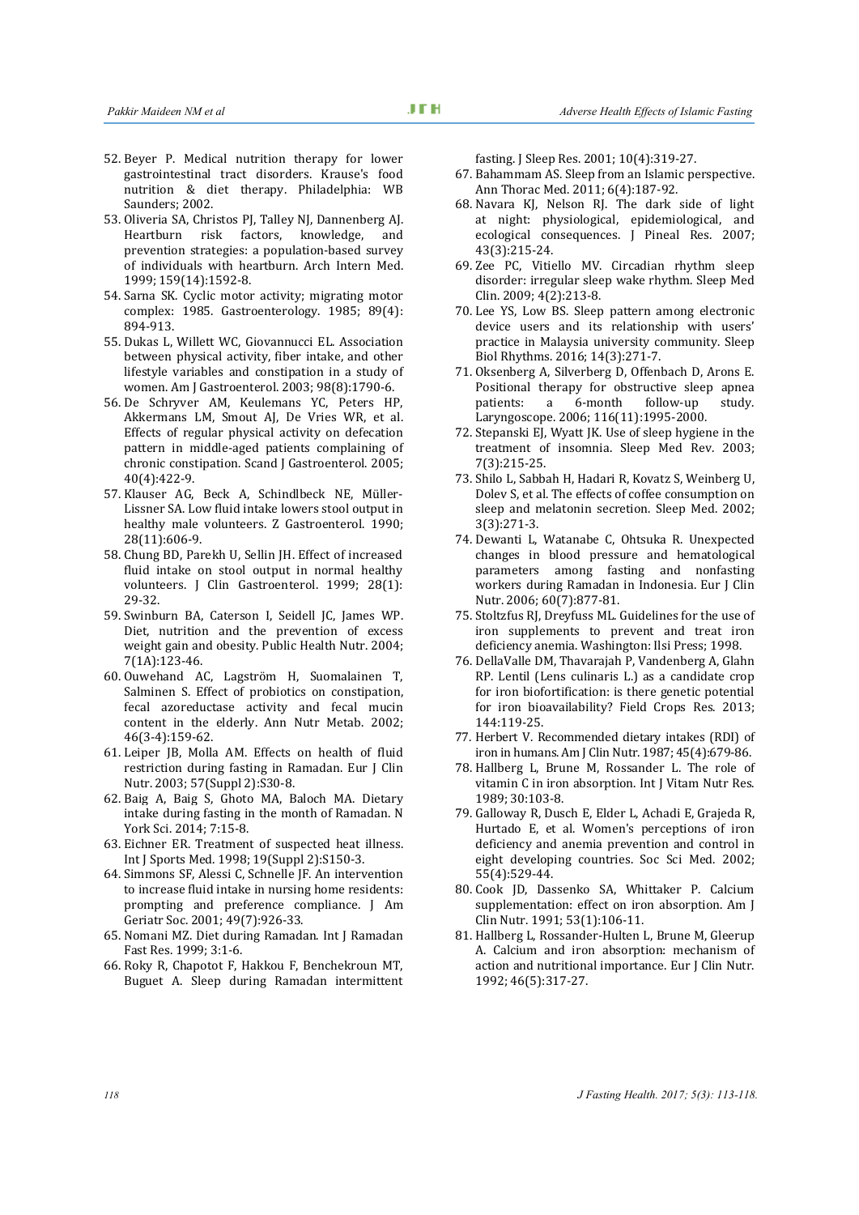52. Beyer P. Medical nutrition therapy for lower gastrointestinal tract disorders. Krause's food nutrition & diet therapy. Philadelphia: WB Saunders; 2002.
53. Oliveria SA, Christos PJ, Talley NJ, Dannenberg AJ. Heartburn risk factors, knowledge, and prevention strategies: a population-based survey of individuals with heartburn. Arch Intern Med. 1999; 159(14):1592-8.
54. Sarna SK. Cyclic motor activity; migrating motor complex: 1985. Gastroenterology. 1985; 89(4): 894-913.
55. Dukas L, Willett WC, Giovannucci EL. Association between physical activity, fiber intake, and other lifestyle variables and constipation in a study of women. Am J Gastroenterol. 2003; 98(8):1790-6.
56. De Schryver AM, Keulemans YC, Peters HP, Akkermans LM, Smout AJ, De Vries WR, et al. Effects of regular physical activity on defecation pattern in middle-aged patients complaining of chronic constipation. Scand J Gastroenterol. 2005; 40(4):422-9.
57. Klauser AG, Beck A, Schindlbeck NE, Müller-Lissner SA. Low fluid intake lowers stool output in healthy male volunteers. Z Gastroenterol. 1990; 28(11):606-9.
58. Chung BD, Parekh U, Sellin JH. Effect of increased fluid intake on stool output in normal healthy volunteers. J Clin Gastroenterol. 1999; 28(1): 29-32.
59. Swinburn BA, Caterson I, Seidell JC, James WP. Diet, nutrition and the prevention of excess weight gain and obesity. Public Health Nutr. 2004; 7(1A):123-46.
60. Ouwehand AC, Lagström H, Suomalainen T, Salminen S. Effect of probiotics on constipation, fecal azoreductase activity and fecal mucin content in the elderly. Ann Nutr Metab. 2002; 46(3-4):159-62.
61. Leiper JB, Molla AM. Effects on health of fluid restriction during fasting in Ramadan. Eur J Clin Nutr. 2003; 57(Suppl 2):S30-8.
62. Baig A, Baig S, Ghoto MA, Baloch MA. Dietary intake during fasting in the month of Ramadan. N York Sci. 2014; 7:15-8.
63. Eichner ER. Treatment of suspected heat illness. Int J Sports Med. 1998; 19(Suppl 2):S150-3.
64. Simmons SF, Alessi C, Schnelle JF. An intervention to increase fluid intake in nursing home residents: prompting and preference compliance. J Am Geriatr Soc. 2001; 49(7):926-33.
65. Nomani MZ. Diet during Ramadan. Int J Ramadan Fast Res. 1999; 3:1-6.
66. Roky R, Chapotot F, Hakkou F, Benchekroun MT, Buguet A. Sleep during Ramadan intermittent fasting. J Sleep Res. 2001; 10(4):319-27.
67. Bahammam AS. Sleep from an Islamic perspective. Ann Thorac Med. 2011; 6(4):187-92.
68. Navara KJ, Nelson RJ. The dark side of light at night: physiological, epidemiological, and ecological consequences. J Pineal Res. 2007; 43(3):215-24.
69. Zee PC, Vitiello MV. Circadian rhythm sleep disorder: irregular sleep wake rhythm. Sleep Med Clin. 2009; 4(2):213-8.
70. Lee YS, Low BS. Sleep pattern among electronic device users and its relationship with users' practice in Malaysia university community. Sleep Biol Rhythms. 2016; 14(3):271-7.
71. Oksenberg A, Silverberg D, Offenbach D, Arons E. Positional therapy for obstructive sleep apnea patients: a 6-month follow-up study. Laryngoscope. 2006; 116(11):1995-2000.
72. Stepanski EJ, Wyatt JK. Use of sleep hygiene in the treatment of insomnia. Sleep Med Rev. 2003; 7(3):215-25.
73. Shilo L, Sabbah H, Hadari R, Kovatz S, Weinberg U, Dolev S, et al. The effects of coffee consumption on sleep and melatonin secretion. Sleep Med. 2002; 3(3):271-3.
74. Dewanti L, Watanabe C, Ohtsuka R. Unexpected changes in blood pressure and hematological parameters among fasting and nonfasting workers during Ramadan in Indonesia. Eur J Clin Nutr. 2006; 60(7):877-81.
75. Stoltzfus RJ, Dreyfuss ML. Guidelines for the use of iron supplements to prevent and treat iron deficiency anemia. Washington: Ilsi Press; 1998.
76. DellaValle DM, Thavarajah P, Vandenberg A, Glahn RP. Lentil (Lens culinaris L.) as a candidate crop for iron biofortification: is there genetic potential for iron bioavailability? Field Crops Res. 2013; 144:119-25.
77. Herbert V. Recommended dietary intakes (RDI) of iron in humans. Am J Clin Nutr. 1987; 45(4):679-86.
78. Hallberg L, Brune M, Rossander L. The role of vitamin C in iron absorption. Int J Vitam Nutr Res. 1989; 30:103-8.
79. Galloway R, Dusch E, Elder L, Achadi E, Grajeda R, Hurtado E, et al. Women's perceptions of iron deficiency and anemia prevention and control in eight developing countries. Soc Sci Med. 2002; 55(4):529-44.
80. Cook JD, Dassenko SA, Whittaker P. Calcium supplementation: effect on iron absorption. Am J Clin Nutr. 1991; 53(1):106-11.
81. Hallberg L, Rossander-Hulten L, Brune M, Gleerup A. Calcium and iron absorption: mechanism of action and nutritional importance. Eur J Clin Nutr. 1992; 46(5):317-27.